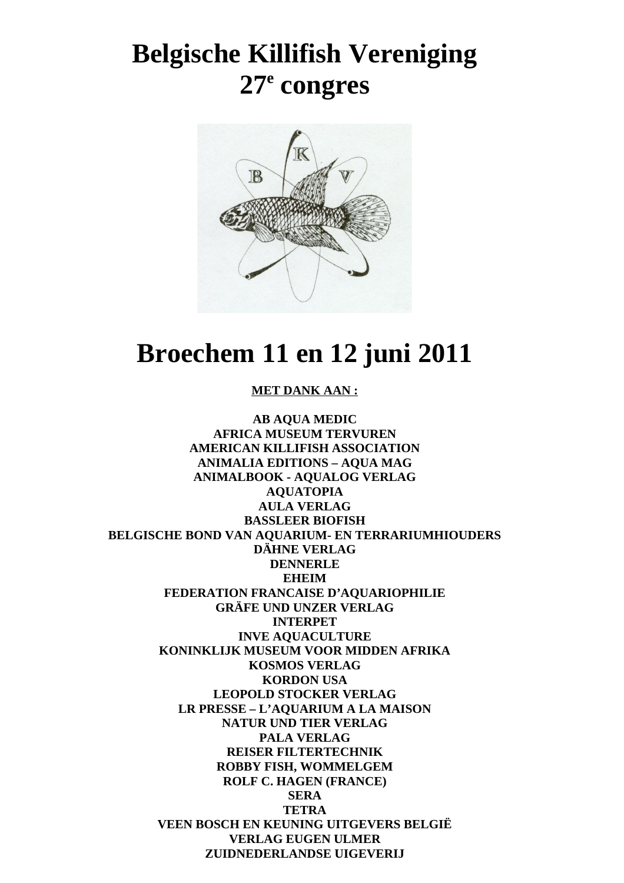# Belgische Killifish Vereniging
# 27e congres

# Broechem 11 en 12 juni 2011

**MET DANK AAN :**

**AB AQUA MEDIC**
**AFRICA MUSEUM TERVUREN**
**AMERICAN KILLIFISH ASSOCIATION**
**ANIMALIA EDITIONS – AQUA MAG**
**ANIMALBOOK - AQUALOG VERLAG**
**AQUATOPIA**
**AULA VERLAG**
**BASSLEER BIOFISH**
**BELGISCHE BOND VAN AQUARIUM- EN TERRARIUMHIOUDERS**
**DÄHNE VERLAG**
**DENNERLE**
**EHEIM**
**FEDERATION FRANCAISE D'AQUARIOPHILIE**
**GRÄFE UND UNZER VERLAG**
**INTERPET**
**INVE AQUACULTURE**
**KONINKLIJK MUSEUM VOOR MIDDEN AFRIKA**
**KOSMOS VERLAG**
**KORDON USA**
**LEOPOLD STOCKER VERLAG**
**LR PRESSE – L'AQUARIUM A LA MAISON**
**NATUR UND TIER VERLAG**
**PALA VERLAG**
**REISER FILTERTECHNIK**
**ROBBY FISH, WOMMELGEM**
**ROLF C. HAGEN (FRANCE)**
**SERA**
**TETRA**
**VEEN BOSCH EN KEUNING UITGEVERS BELGIË**
**VERLAG EUGEN ULMER**
**ZUIDNEDERLANDSE UIGEVERIJ**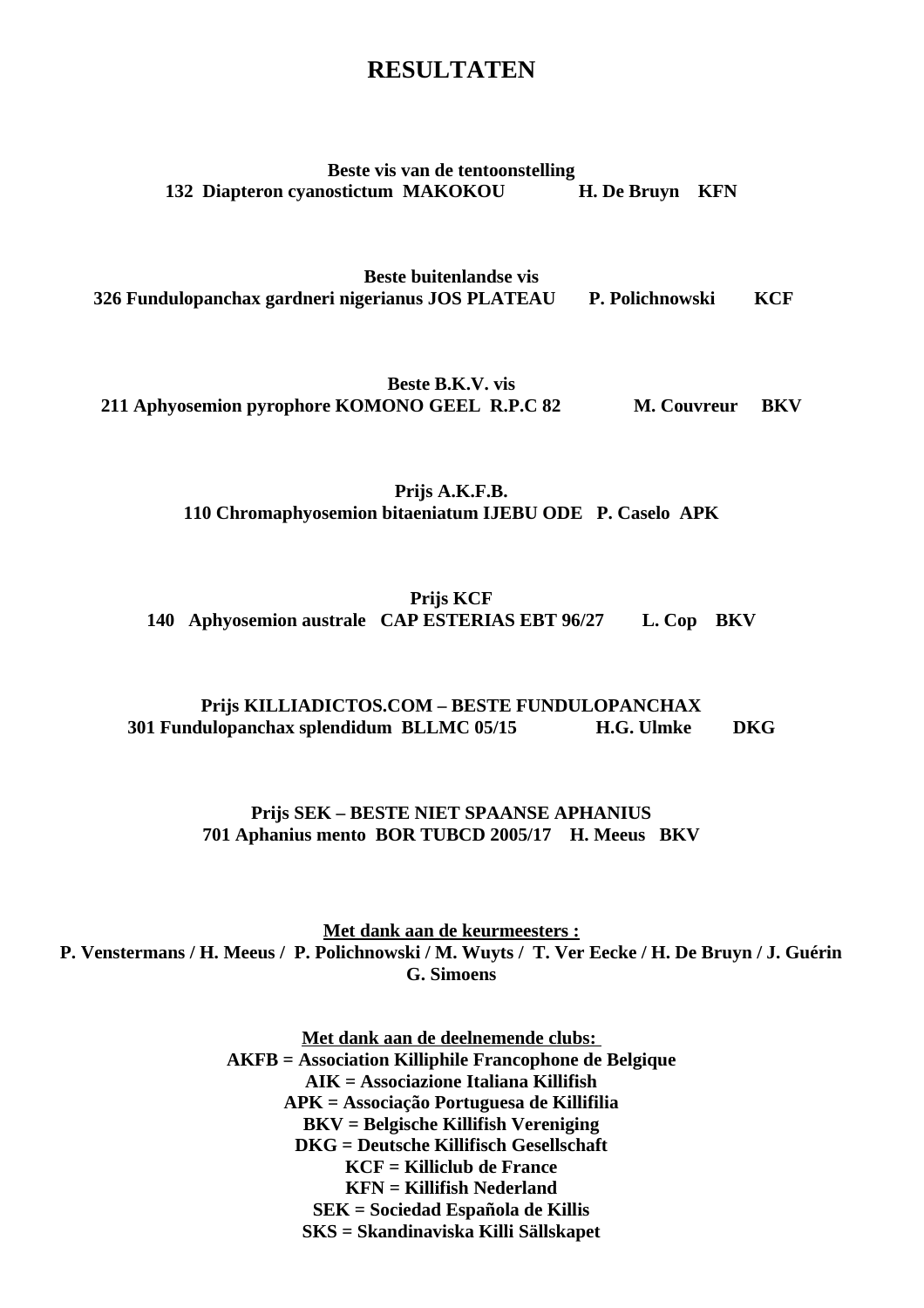# RESULTATEN

**Beste vis van de tentoonstelling**
**132 Diapteron cyanostictum MAKOKOU H. De Bruyn KFN**

**Beste buitenlandse vis**
**326 Fundulopanchax gardneri nigerianus JOS PLATEAU P. Polichnowski KCF**

**Beste B.K.V. vis**
**211 Aphyosemion pyrophore KOMONO GEEL R.P.C 82 M. Couvreur BKV**

**Prijs A.K.F.B.**
**110 Chromaphyosemion bitaeniatum IJEBU ODE P. Caselo APK**

**Prijs KCF**
**140 Aphyosemion australe CAP ESTERIAS EBT 96/27 L. Cop BKV**

**Prijs KILLIADICTOS.COM – BESTE FUNDULOPANCHAX**
**301 Fundulopanchax splendidum BLLMC 05/15 H.G. Ulmke DKG**

**Prijs SEK – BESTE NIET SPAANSE APHANIUS**
**701 Aphanius mento BOR TUBCD 2005/17 H. Meeus BKV**

**Met dank aan de keurmeesters :**
**P. Venstermans / H. Meeus / P. Polichnowski / M. Wuyts / T. Ver Eecke / H. De Bruyn / J. Guérin G. Simoens**

**Met dank aan de deelnemende clubs:**
**AKFB = Association Killiphile Francophone de Belgique**
**AIK = Associazione Italiana Killifish**
**APK = Associação Portuguesa de Killifilia**
**BKV = Belgische Killifish Vereniging**
**DKG = Deutsche Killifisch Gesellschaft**
**KCF = Killiclub de France**
**KFN = Killifish Nederland**
**SEK = Sociedad Española de Killis**
**SKS = Skandinaviska Killi Sällskapet**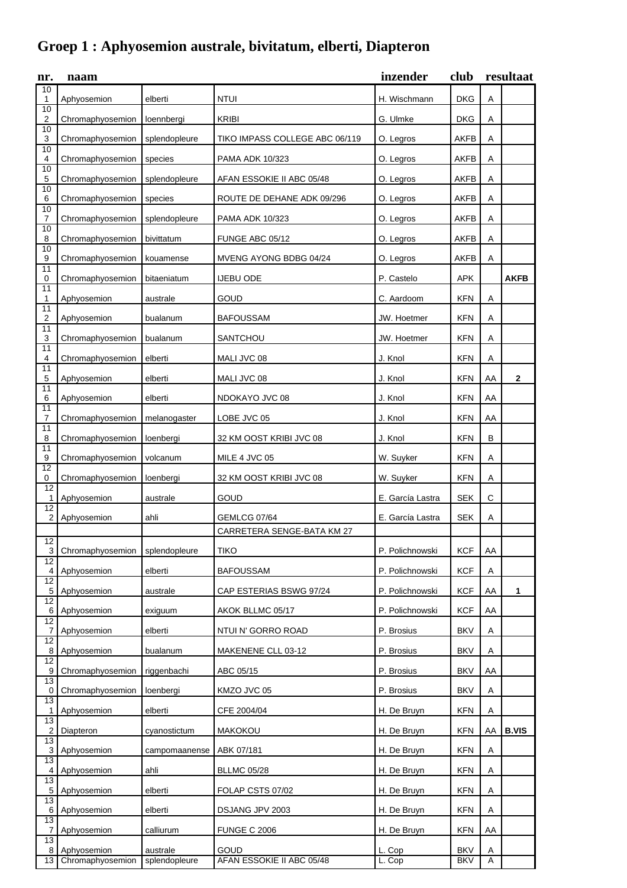# Groep 1 : Aphyosemion australe, bivitatum, elberti, Diapteron

| nr. | naam | | | inzender | club | resultaat | |
|---|---|---|---|---|---|---|---|
| 101 | Aphyosemion | elberti | NTUI | H. Wischmann | DKG | A | |
| 102 | Chromaphyosemion | loennbergi | KRIBI | G. Ulmke | DKG | A | |
| 103 | Chromaphyosemion | splendopleure | TIKO IMPASS COLLEGE ABC 06/119 | O. Legros | AKFB | A | |
| 104 | Chromaphyosemion | species | PAMA ADK 10/323 | O. Legros | AKFB | A | |
| 105 | Chromaphyosemion | splendopleure | AFAN ESSOKIE II ABC 05/48 | O. Legros | AKFB | A | |
| 106 | Chromaphyosemion | species | ROUTE DE DEHANE ADK 09/296 | O. Legros | AKFB | A | |
| 107 | Chromaphyosemion | splendopleure | PAMA ADK 10/323 | O. Legros | AKFB | A | |
| 108 | Chromaphyosemion | bivittatum | FUNGE ABC 05/12 | O. Legros | AKFB | A | |
| 109 | Chromaphyosemion | kouamense | MVENG AYONG BDBG 04/24 | O. Legros | AKFB | A | |
| 110 | Chromaphyosemion | bitaeniatum | IJEBU ODE | P. Castelo | APK | | AKFB |
| 111 | Aphyosemion | australe | GOUD | C. Aardoom | KFN | A | |
| 112 | Aphyosemion | bualanum | BAFOUSSAM | JW. Hoetmer | KFN | A | |
| 113 | Chromaphyosemion | bualanum | SANTCHOU | JW. Hoetmer | KFN | A | |
| 114 | Chromaphyosemion | elberti | MALI JVC 08 | J. Knol | KFN | A | |
| 115 | Aphyosemion | elberti | MALI JVC 08 | J. Knol | KFN | AA | 2 |
| 116 | Aphyosemion | elberti | NDOKAYO JVC 08 | J. Knol | KFN | AA | |
| 117 | Chromaphyosemion | melanogaster | LOBE JVC 05 | J. Knol | KFN | AA | |
| 118 | Chromaphyosemion | loenbergi | 32 KM OOST KRIBI JVC 08 | J. Knol | KFN | B | |
| 119 | Chromaphyosemion | volcanum | MILE 4 JVC 05 | W. Suyker | KFN | A | |
| 120 | Chromaphyosemion | loenbergi | 32 KM OOST KRIBI JVC 08 | W. Suyker | KFN | A | |
| 121 | Aphyosemion | australe | GOUD | E. García Lastra | SEK | C | |
| 122 | Aphyosemion | ahli | GEMLCG 07/64 | E. García Lastra | SEK | A | |
| | | | CARRETERA SENGE-BATA KM 27 | | | | |
| 123 | Chromaphyosemion | splendopleure | TIKO | P. Polichnowski | KCF | AA | |
| 124 | Aphyosemion | elberti | BAFOUSSAM | P. Polichnowski | KCF | A | |
| 125 | Aphyosemion | australe | CAP ESTERIAS BSWG 97/24 | P. Polichnowski | KCF | AA | 1 |
| 126 | Aphyosemion | exiguum | AKOK BLLMC 05/17 | P. Polichnowski | KCF | AA | |
| 127 | Aphyosemion | elberti | NTUI N' GORRO ROAD | P. Brosius | BKV | A | |
| 128 | Aphyosemion | bualanum | MAKENENE CLL 03-12 | P. Brosius | BKV | A | |
| 129 | Chromaphyosemion | riggenbachi | ABC 05/15 | P. Brosius | BKV | AA | |
| 130 | Chromaphyosemion | loenbergi | KMZO JVC 05 | P. Brosius | BKV | A | |
| 131 | Aphyosemion | elberti | CFE 2004/04 | H. De Bruyn | KFN | A | |
| 132 | Diapteron | cyanostictum | MAKOKOU | H. De Bruyn | KFN | AA | B.VIS |
| 133 | Aphyosemion | campomaanense | ABK 07/181 | H. De Bruyn | KFN | A | |
| 134 | Aphyosemion | ahli | BLLMC 05/28 | H. De Bruyn | KFN | A | |
| 135 | Aphyosemion | elberti | FOLAP CSTS 07/02 | H. De Bruyn | KFN | A | |
| 136 | Aphyosemion | elberti | DSJANG JPV 2003 | H. De Bruyn | KFN | A | |
| 137 | Aphyosemion | calliurum | FUNGE C 2006 | H. De Bruyn | KFN | AA | |
| 138 | Aphyosemion | australe | GOUD | L. Cop | BKV | A | |
| 13 | Chromaphyosemion | splendopleure | AFAN ESSOKIE II ABC 05/48 | L. Cop | BKV | A | |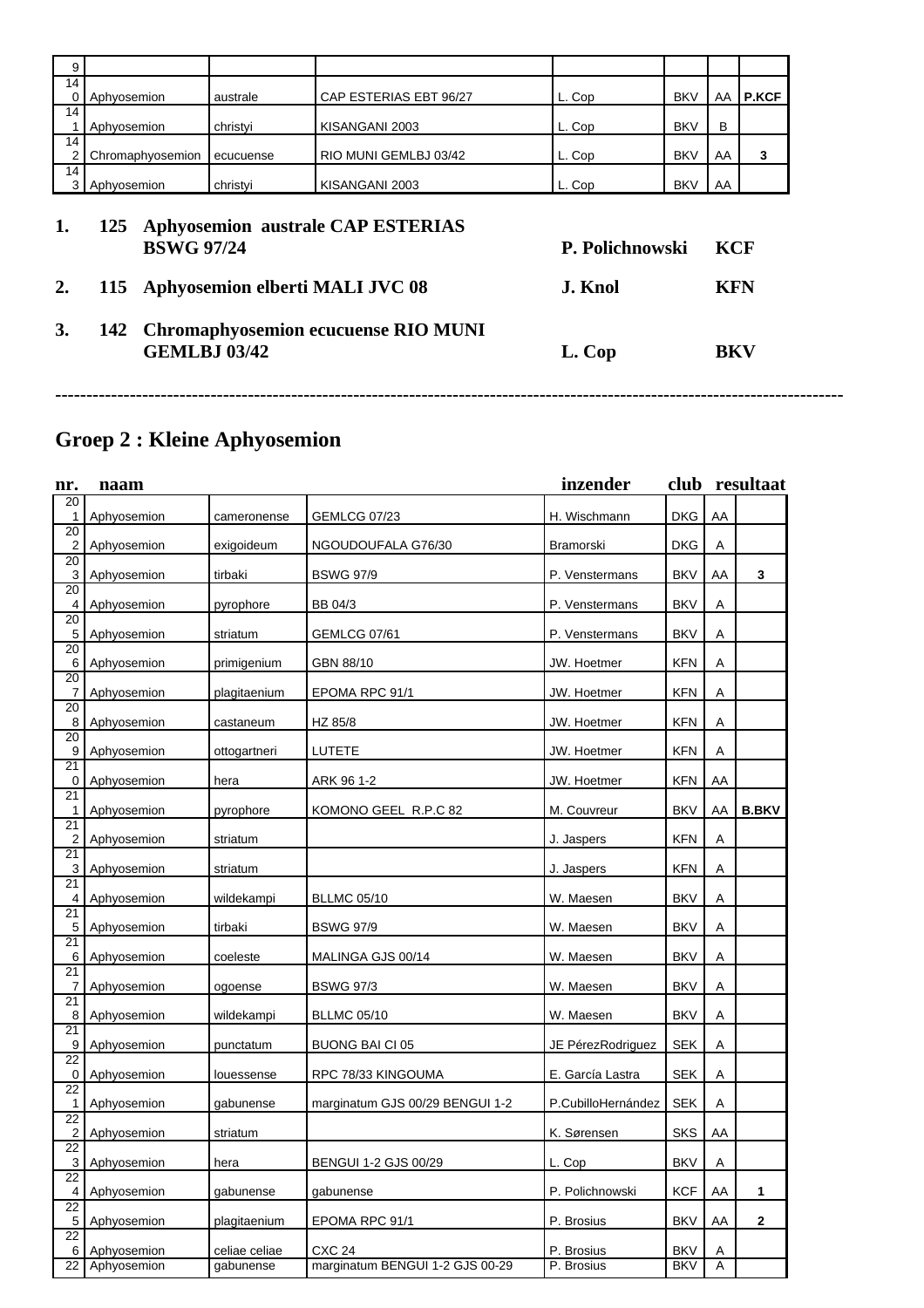| | | | | | | | |
|---|---|---|---|---|---|---|---|
| 9 | | | | | | | |
| 140 | Aphyosemion | australe | CAP ESTERIAS EBT 96/27 | L. Cop | BKV | AA | **P.KCF** |
| 141 | Aphyosemion | christyi | KISANGANI 2003 | L. Cop | BKV | B | |
| 142 | Chromaphyosemion | ecucuense | RIO MUNI GEMLBJ 03/42 | L. Cop | BKV | AA | 3 |
| 143 | Aphyosemion | christyi | KISANGANI 2003 | L. Cop | BKV | AA | |

| | | | | |
|---|---|---|---|---|
| **1.** | **125** | **Aphyosemion australe CAP ESTERIAS BSWG 97/24** | **P. Polichnowski** | **KCF** |
| **2.** | **115** | **Aphyosemion elberti MALI JVC 08** | **J. Knol** | **KFN** |
| **3.** | **142** | **Chromaphyosemion ecucuense RIO MUNI GEMLBJ 03/42** | **L. Cop** | **BKV** |

---

## Groep 2 : Kleine Aphyosemion

| nr. | naam | | | inzender | club | | resultaat |
|---|---|---|---|---|---|---|---|
| 201 | Aphyosemion | cameronense | GEMLCG 07/23 | H. Wischmann | DKG | AA | |
| 202 | Aphyosemion | exigoideum | NGOUDOUFALA G76/30 | Bramorski | DKG | A | |
| 203 | Aphyosemion | tirbaki | BSWG 97/9 | P. Venstermans | BKV | AA | 3 |
| 204 | Aphyosemion | pyrophore | BB 04/3 | P. Venstermans | BKV | A | |
| 205 | Aphyosemion | striatum | GEMLCG 07/61 | P. Venstermans | BKV | A | |
| 206 | Aphyosemion | primigenium | GBN 88/10 | JW. Hoetmer | KFN | A | |
| 207 | Aphyosemion | plagitaenium | EPOMA RPC 91/1 | JW. Hoetmer | KFN | A | |
| 208 | Aphyosemion | castaneum | HZ 85/8 | JW. Hoetmer | KFN | A | |
| 209 | Aphyosemion | ottogartneri | LUTETE | JW. Hoetmer | KFN | A | |
| 210 | Aphyosemion | hera | ARK 96 1-2 | JW. Hoetmer | KFN | AA | |
| 211 | Aphyosemion | pyrophore | KOMONO GEEL R.P.C 82 | M. Couvreur | BKV | AA | **B.BKV** |
| 212 | Aphyosemion | striatum | | J. Jaspers | KFN | A | |
| 213 | Aphyosemion | striatum | | J. Jaspers | KFN | A | |
| 214 | Aphyosemion | wildekampi | BLLMC 05/10 | W. Maesen | BKV | A | |
| 215 | Aphyosemion | tirbaki | BSWG 97/9 | W. Maesen | BKV | A | |
| 216 | Aphyosemion | coeleste | MALINGA GJS 00/14 | W. Maesen | BKV | A | |
| 217 | Aphyosemion | ogoense | BSWG 97/3 | W. Maesen | BKV | A | |
| 218 | Aphyosemion | wildekampi | BLLMC 05/10 | W. Maesen | BKV | A | |
| 219 | Aphyosemion | punctatum | BUONG BAI CI 05 | JE PérezRodriguez | SEK | A | |
| 220 | Aphyosemion | louessense | RPC 78/33 KINGOUMA | E. García Lastra | SEK | A | |
| 221 | Aphyosemion | gabunense | marginatum GJS 00/29 BENGUI 1-2 | P.CubilloHernández | SEK | A | |
| 222 | Aphyosemion | striatum | | K. Sørensen | SKS | AA | |
| 223 | Aphyosemion | hera | BENGUI 1-2 GJS 00/29 | L. Cop | BKV | A | |
| 224 | Aphyosemion | gabunense | gabunense | P. Polichnowski | KCF | AA | 1 |
| 225 | Aphyosemion | plagitaenium | EPOMA RPC 91/1 | P. Brosius | BKV | AA | 2 |
| 226 | Aphyosemion | celiae celiae | CXC 24 | P. Brosius | BKV | A | |
| 22 | Aphyosemion | gabunense | marginatum BENGUI 1-2 GJS 00-29 | P. Brosius | BKV | A | |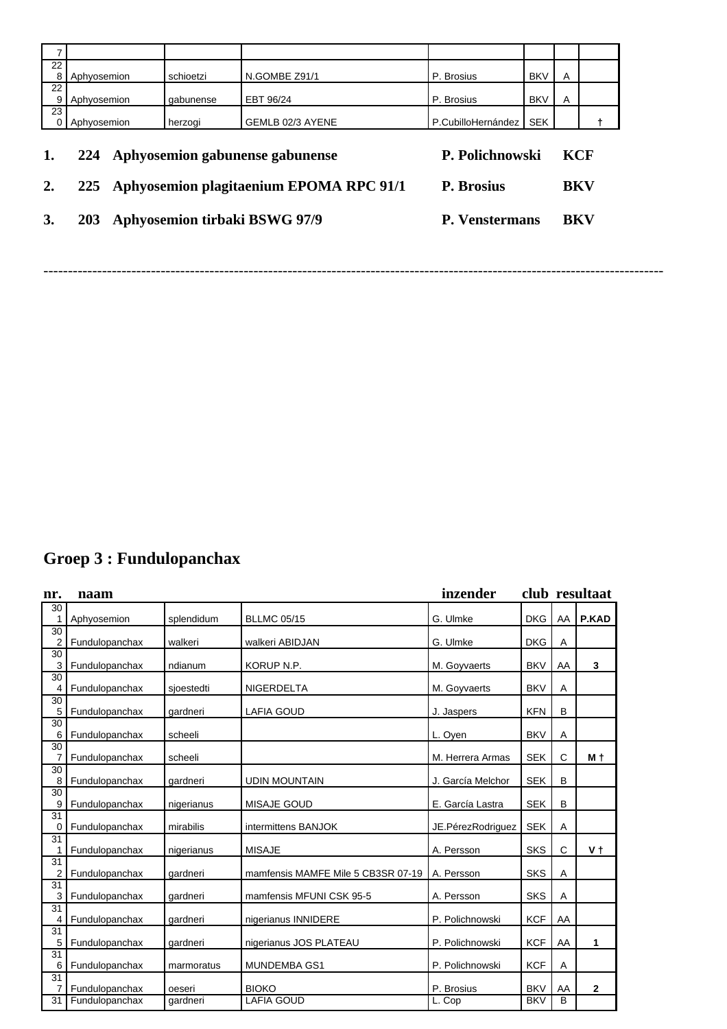| | | | | | | | |
|---|---|---|---|---|---|---|---|
| 7 | | | | | | | |
| 228 | Aphyosemion | schioetzi | N.GOMBE Z91/1 | P. Brosius | BKV | A | |
| 229 | Aphyosemion | gabunense | EBT 96/24 | P. Brosius | BKV | A | |
| 230 | Aphyosemion | herzogi | GEMLB 02/3 AYENE | P.CubilloHernández | SEK | | † |

**1. 224 Aphyosemion gabunense gabunense — P. Polichnowski — KCF**

**2. 225 Aphyosemion plagitaenium EPOMA RPC 91/1 — P. Brosius — BKV**

**3. 203 Aphyosemion tirbaki BSWG 97/9 — P. Venstermans — BKV**

---

## Groep 3 : Fundulopanchax

| nr. | naam | | | inzender | club | | resultaat |
|---|---|---|---|---|---|---|---|
| 301 | Aphyosemion | splendidum | BLLMC 05/15 | G. Ulmke | DKG | AA | **P.KAD** |
| 302 | Fundulopanchax | walkeri | walkeri ABIDJAN | G. Ulmke | DKG | A | |
| 303 | Fundulopanchax | ndianum | KORUP N.P. | M. Goyvaerts | BKV | AA | **3** |
| 304 | Fundulopanchax | sjoestedti | NIGERDELTA | M. Goyvaerts | BKV | A | |
| 305 | Fundulopanchax | gardneri | LAFIA GOUD | J. Jaspers | KFN | B | |
| 306 | Fundulopanchax | scheeli | | L. Oyen | BKV | A | |
| 307 | Fundulopanchax | scheeli | | M. Herrera Armas | SEK | C | **M †** |
| 308 | Fundulopanchax | gardneri | UDIN MOUNTAIN | J. García Melchor | SEK | B | |
| 309 | Fundulopanchax | nigerianus | MISAJE GOUD | E. García Lastra | SEK | B | |
| 310 | Fundulopanchax | mirabilis | intermittens BANJOK | JE.PérezRodriguez | SEK | A | |
| 311 | Fundulopanchax | nigerianus | MISAJE | A. Persson | SKS | C | **V †** |
| 312 | Fundulopanchax | gardneri | mamfensis MAMFE Mile 5 CB3SR 07-19 | A. Persson | SKS | A | |
| 313 | Fundulopanchax | gardneri | mamfensis MFUNI CSK 95-5 | A. Persson | SKS | A | |
| 314 | Fundulopanchax | gardneri | nigerianus INNIDERE | P. Polichnowski | KCF | AA | |
| 315 | Fundulopanchax | gardneri | nigerianus JOS PLATEAU | P. Polichnowski | KCF | AA | **1** |
| 316 | Fundulopanchax | marmoratus | MUNDEMBA GS1 | P. Polichnowski | KCF | A | |
| 317 | Fundulopanchax | oeseri | BIOKO | P. Brosius | BKV | AA | **2** |
| 31 | Fundulopanchax | gardneri | LAFIA GOUD | L. Cop | BKV | B | |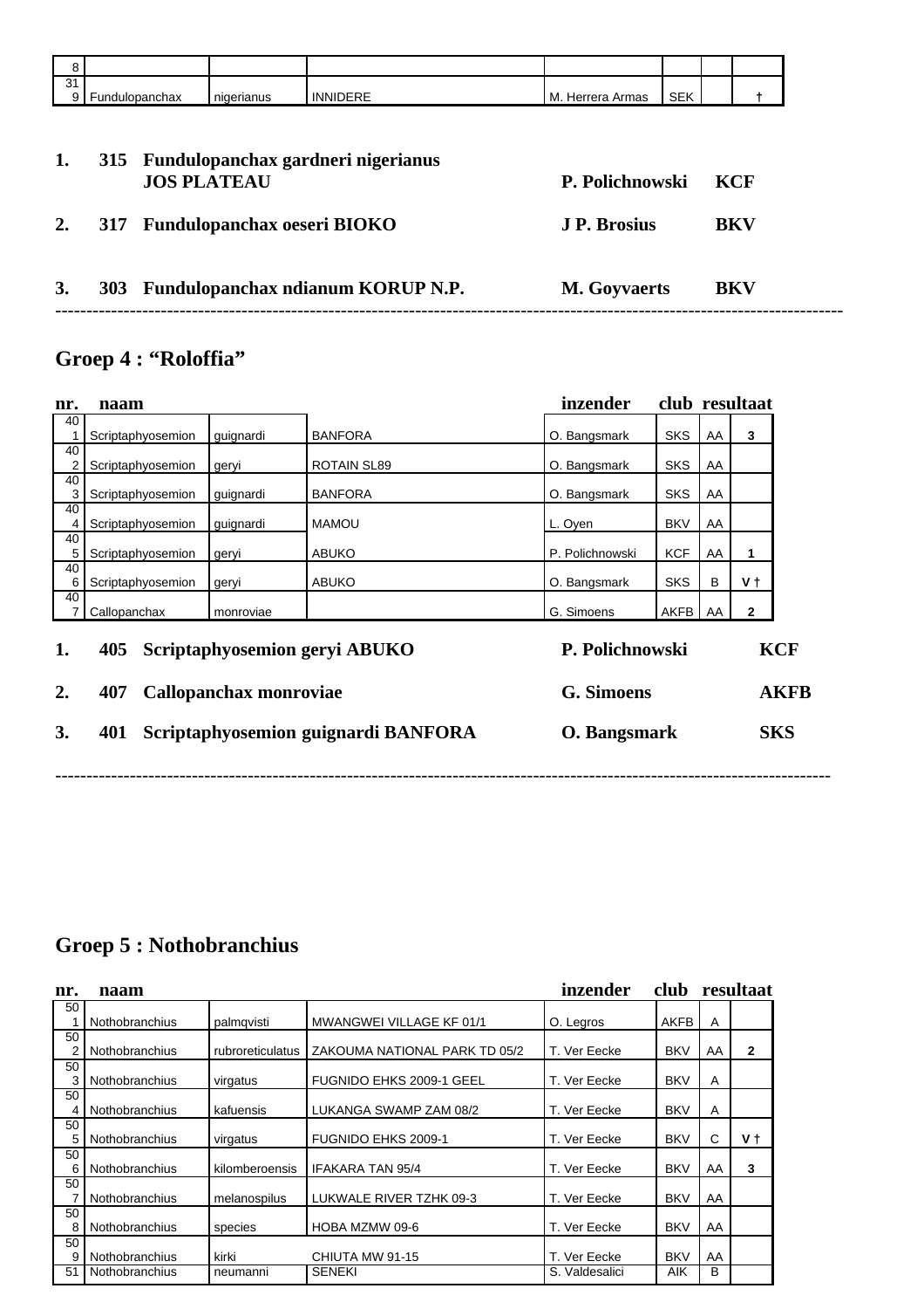| | | | | | | | |
|---|---|---|---|---|---|---|---|
| 318 | | | | | | | |
| 319 | Fundulopanchax | nigerianus | INNIDERE | M. Herrera Armas | SEK | | † |

1. 315 **Fundulopanchax gardneri nigerianus JOS PLATEAU** — **P. Polichnowski** — **KCF**

2. 317 **Fundulopanchax oeseri BIOKO** — **J P. Brosius** — **BKV**

3. 303 **Fundulopanchax ndianum KORUP N.P.** — **M. Goyvaerts** — **BKV**

---

## Groep 4 : "Roloffia"

| nr. | naam | | | inzender | club | resultaat | |
|---|---|---|---|---|---|---|---|
| 401 | Scriptaphyosemion | guignardi | BANFORA | O. Bangsmark | SKS | AA | 3 |
| 402 | Scriptaphyosemion | geryi | ROTAIN SL89 | O. Bangsmark | SKS | AA | |
| 403 | Scriptaphyosemion | guignardi | BANFORA | O. Bangsmark | SKS | AA | |
| 404 | Scriptaphyosemion | guignardi | MAMOU | L. Oyen | BKV | AA | |
| 405 | Scriptaphyosemion | geryi | ABUKO | P. Polichnowski | KCF | AA | 1 |
| 406 | Scriptaphyosemion | geryi | ABUKO | O. Bangsmark | SKS | B | V † |
| 407 | Callopanchax | monroviae | | G. Simoens | AKFB | AA | 2 |

1. 405 **Scriptaphyosemion geryi ABUKO** — **P. Polichnowski** — **KCF**

2. 407 **Callopanchax monroviae** — **G. Simoens** — **AKFB**

3. 401 **Scriptaphyosemion guignardi BANFORA** — **O. Bangsmark** — **SKS**

---

## Groep 5 : Nothobranchius

| nr. | naam | | | inzender | club | resultaat | |
|---|---|---|---|---|---|---|---|
| 501 | Nothobranchius | palmqvisti | MWANGWEI VILLAGE KF 01/1 | O. Legros | AKFB | A | |
| 502 | Nothobranchius | rubroreticulatus | ZAKOUMA NATIONAL PARK TD 05/2 | T. Ver Eecke | BKV | AA | 2 |
| 503 | Nothobranchius | virgatus | FUGNIDO EHKS 2009-1 GEEL | T. Ver Eecke | BKV | A | |
| 504 | Nothobranchius | kafuensis | LUKANGA SWAMP ZAM 08/2 | T. Ver Eecke | BKV | A | |
| 505 | Nothobranchius | virgatus | FUGNIDO EHKS 2009-1 | T. Ver Eecke | BKV | C | V † |
| 506 | Nothobranchius | kilomberoensis | IFAKARA TAN 95/4 | T. Ver Eecke | BKV | AA | 3 |
| 507 | Nothobranchius | melanospilus | LUKWALE RIVER TZHK 09-3 | T. Ver Eecke | BKV | AA | |
| 508 | Nothobranchius | species | HOBA MZMW 09-6 | T. Ver Eecke | BKV | AA | |
| 509 | Nothobranchius | kirki | CHIUTA MW 91-15 | T. Ver Eecke | BKV | AA | |
| 51 | Nothobranchius | neumanni | SENEKI | S. Valdesalici | AIK | B | |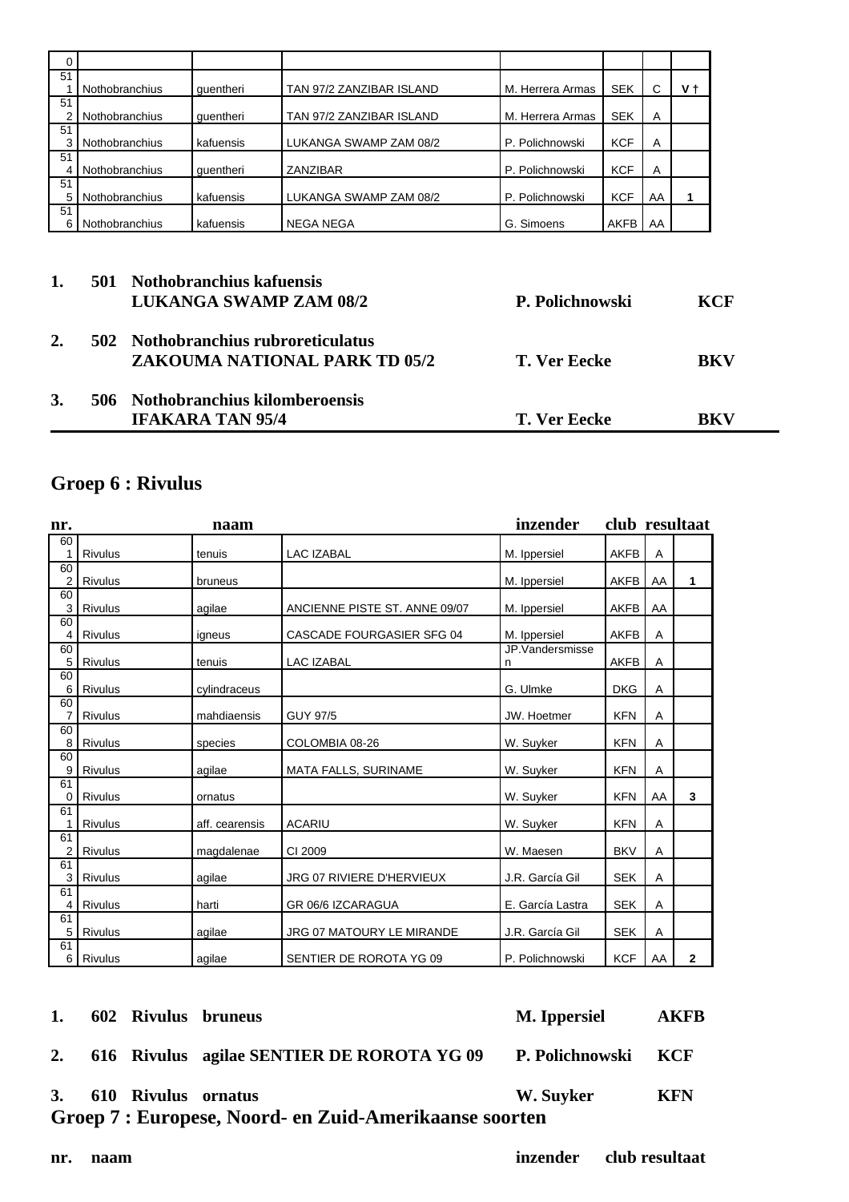| | | | | | | | |
|---|---|---|---|---|---|---|---|
| 510 | | | | | | | |
| 511 | Nothobranchius | guentheri | TAN 97/2 ZANZIBAR ISLAND | M. Herrera Armas | SEK | C | V † |
| 512 | Nothobranchius | guentheri | TAN 97/2 ZANZIBAR ISLAND | M. Herrera Armas | SEK | A | |
| 513 | Nothobranchius | kafuensis | LUKANGA SWAMP ZAM 08/2 | P. Polichnowski | KCF | A | |
| 514 | Nothobranchius | guentheri | ZANZIBAR | P. Polichnowski | KCF | A | |
| 515 | Nothobranchius | kafuensis | LUKANGA SWAMP ZAM 08/2 | P. Polichnowski | KCF | AA | 1 |
| 516 | Nothobranchius | kafuensis | NEGA NEGA | G. Simoens | AKFB | AA | |

| | | | | |
|---|---|---|---|---|
| **1.** | **501** | **Nothobranchius kafuensis**<br>**LUKANGA SWAMP ZAM 08/2** | **P. Polichnowski** | **KCF** |
| **2.** | **502** | **Nothobranchius rubroreticulatus**<br>**ZAKOUMA NATIONAL PARK TD 05/2** | **T. Ver Eecke** | **BKV** |
| **3.** | **506** | **Nothobranchius kilomberoensis**<br>**IFAKARA TAN 95/4** | **T. Ver Eecke** | **BKV** |

## Groep 6 : Rivulus

| nr. | naam | | | inzender | club | resultaat | |
|---|---|---|---|---|---|---|---|
| 601 | Rivulus | tenuis | LAC IZABAL | M. Ippersiel | AKFB | A | |
| 602 | Rivulus | bruneus | | M. Ippersiel | AKFB | AA | 1 |
| 603 | Rivulus | agilae | ANCIENNE PISTE ST. ANNE 09/07 | M. Ippersiel | AKFB | AA | |
| 604 | Rivulus | igneus | CASCADE FOURGASIER SFG 04 | M. Ippersiel | AKFB | A | |
| 605 | Rivulus | tenuis | LAC IZABAL | JP.Vandersmissen | AKFB | A | |
| 606 | Rivulus | cylindraceus | | G. Ulmke | DKG | A | |
| 607 | Rivulus | mahdiaensis | GUY 97/5 | JW. Hoetmer | KFN | A | |
| 608 | Rivulus | species | COLOMBIA 08-26 | W. Suyker | KFN | A | |
| 609 | Rivulus | agilae | MATA FALLS, SURINAME | W. Suyker | KFN | A | |
| 610 | Rivulus | ornatus | | W. Suyker | KFN | AA | 3 |
| 611 | Rivulus | aff. cearensis | ACARIU | W. Suyker | KFN | A | |
| 612 | Rivulus | magdalenae | CI 2009 | W. Maesen | BKV | A | |
| 613 | Rivulus | agilae | JRG 07 RIVIERE D'HERVIEUX | J.R. García Gil | SEK | A | |
| 614 | Rivulus | harti | GR 06/6 IZCARAGUA | E. García Lastra | SEK | A | |
| 615 | Rivulus | agilae | JRG 07 MATOURY LE MIRANDE | J.R. García Gil | SEK | A | |
| 616 | Rivulus | agilae | SENTIER DE ROROTA YG 09 | P. Polichnowski | KCF | AA | 2 |

| | | | | |
|---|---|---|---|---|
| **1.** | **602** | **Rivulus bruneus** | **M. Ippersiel** | **AKFB** |
| **2.** | **616** | **Rivulus agilae SENTIER DE ROROTA YG 09** | **P. Polichnowski** | **KCF** |
| **3.** | **610** | **Rivulus ornatus** | **W. Suyker** | **KFN** |

## Groep 7 : Europese, Noord- en Zuid-Amerikaanse soorten

| nr. | naam | inzender | club | resultaat |
|---|---|---|---|---|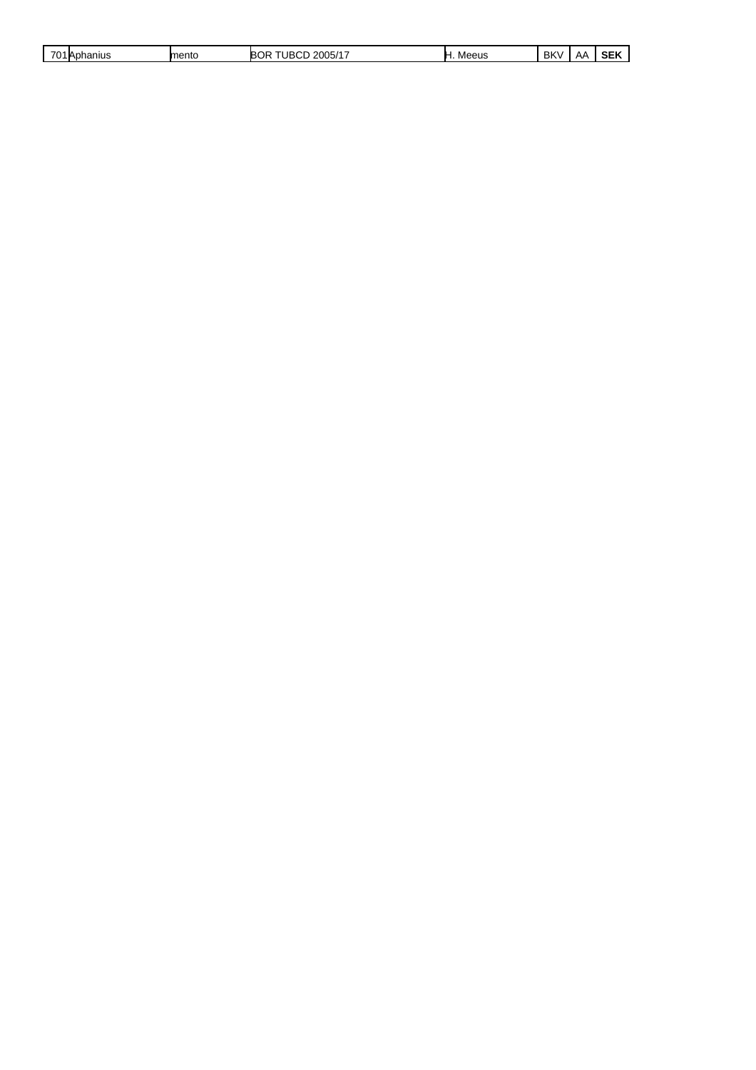| 701 | Aphanius | mento | BOR TUBCD 2005/17 | H. Meeus | BKV | AA | **SEK** |
|---|---|---|---|---|---|---|---|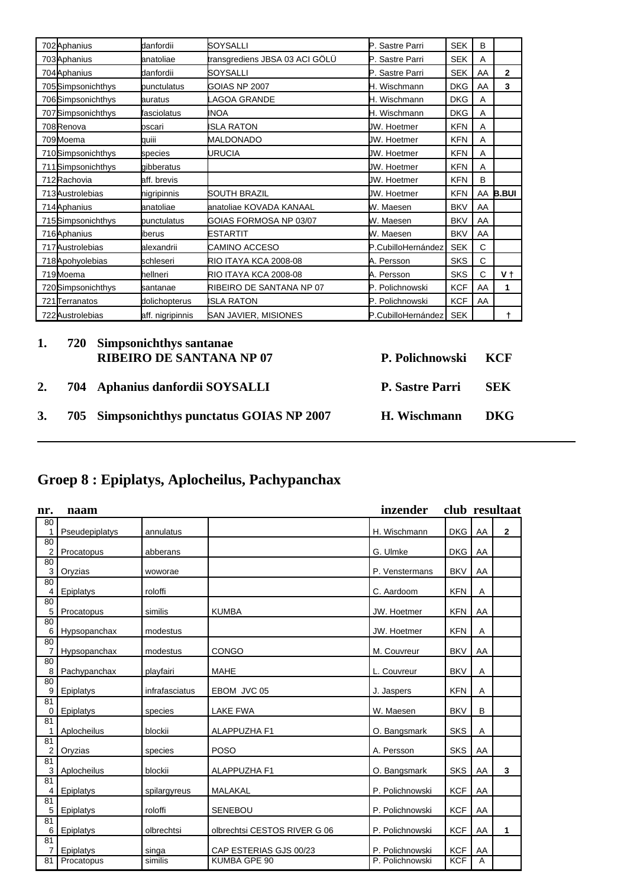| | | | | | | | |
|---|---|---|---|---|---|---|---|
| 702 | Aphanius | danfordii | SOYSALLI | P. Sastre Parri | SEK | B | |
| 703 | Aphanius | anatoliae | transgrediens JBSA 03 ACI GÖLÜ | P. Sastre Parri | SEK | A | |
| 704 | Aphanius | danfordii | SOYSALLI | P. Sastre Parri | SEK | AA | 2 |
| 705 | Simpsonichthys | punctulatus | GOIAS NP 2007 | H. Wischmann | DKG | AA | 3 |
| 706 | Simpsonichthys | auratus | LAGOA GRANDE | H. Wischmann | DKG | A | |
| 707 | Simpsonichthys | fasciolatus | INOA | H. Wischmann | DKG | A | |
| 708 | Renova | oscari | ISLA RATON | JW. Hoetmer | KFN | A | |
| 709 | Moema | quiii | MALDONADO | JW. Hoetmer | KFN | A | |
| 710 | Simpsonichthys | species | URUCIA | JW. Hoetmer | KFN | A | |
| 711 | Simpsonichthys | gibberatus | | JW. Hoetmer | KFN | A | |
| 712 | Rachovia | aff. brevis | | JW. Hoetmer | KFN | B | |
| 713 | Austrolebias | nigripinnis | SOUTH BRAZIL | JW. Hoetmer | KFN | AA | B.BUI |
| 714 | Aphanius | anatoliae | anatoliae KOVADA KANAAL | W. Maesen | BKV | AA | |
| 715 | Simpsonichthys | punctulatus | GOIAS FORMOSA NP 03/07 | W. Maesen | BKV | AA | |
| 716 | Aphanius | iberus | ESTARTIT | W. Maesen | BKV | AA | |
| 717 | Austrolebias | alexandrii | CAMINO ACCESO | P.CubilloHernández | SEK | C | |
| 718 | Apohyolebias | schleseri | RIO ITAYA KCA 2008-08 | A. Persson | SKS | C | |
| 719 | Moema | hellneri | RIO ITAYA KCA 2008-08 | A. Persson | SKS | C | V † |
| 720 | Simpsonichthys | santanae | RIBEIRO DE SANTANA NP 07 | P. Polichnowski | KCF | AA | 1 |
| 721 | Terranatos | dolichopterus | ISLA RATON | P. Polichnowski | KCF | AA | |
| 722 | Austrolebias | aff. nigripinnis | SAN JAVIER, MISIONES | P.CubilloHernández | SEK | | † |

**1. 720 Simpsonichthys santanae RIBEIRO DE SANTANA NP 07 — P. Polichnowski — KCF**

**2. 704 Aphanius danfordii SOYSALLI — P. Sastre Parri — SEK**

**3. 705 Simpsonichthys punctatus GOIAS NP 2007 — H. Wischmann — DKG**

---

## Groep 8 : Epiplatys, Aplocheilus, Pachypanchax

| nr. | naam | | | inzender | club | resultaat | |
|---|---|---|---|---|---|---|---|
| 801 | Pseudepiplatys | annulatus | | H. Wischmann | DKG | AA | 2 |
| 802 | Procatopus | abberans | | G. Ulmke | DKG | AA | |
| 803 | Oryzias | woworae | | P. Venstermans | BKV | AA | |
| 804 | Epiplatys | roloffi | | C. Aardoom | KFN | A | |
| 805 | Procatopus | similis | KUMBA | JW. Hoetmer | KFN | AA | |
| 806 | Hypsopanchax | modestus | | JW. Hoetmer | KFN | A | |
| 807 | Hypsopanchax | modestus | CONGO | M. Couvreur | BKV | AA | |
| 808 | Pachypanchax | playfairi | MAHE | L. Couvreur | BKV | A | |
| 809 | Epiplatys | infrafasciatus | EBOM JVC 05 | J. Jaspers | KFN | A | |
| 810 | Epiplatys | species | LAKE FWA | W. Maesen | BKV | B | |
| 811 | Aplocheilus | blockii | ALAPPUZHA F1 | O. Bangsmark | SKS | A | |
| 812 | Oryzias | species | POSO | A. Persson | SKS | AA | |
| 813 | Aplocheilus | blockii | ALAPPUZHA F1 | O. Bangsmark | SKS | AA | 3 |
| 814 | Epiplatys | spilargyreus | MALAKAL | P. Polichnowski | KCF | AA | |
| 815 | Epiplatys | roloffi | SENEBOU | P. Polichnowski | KCF | AA | |
| 816 | Epiplatys | olbrechtsi | olbrechtsi CESTOS RIVER G 06 | P. Polichnowski | KCF | AA | 1 |
| 817 | Epiplatys | singa | CAP ESTERIAS GJS 00/23 | P. Polichnowski | KCF | AA | |
| 81 | Procatopus | similis | KUMBA GPE 90 | P. Polichnowski | KCF | A | |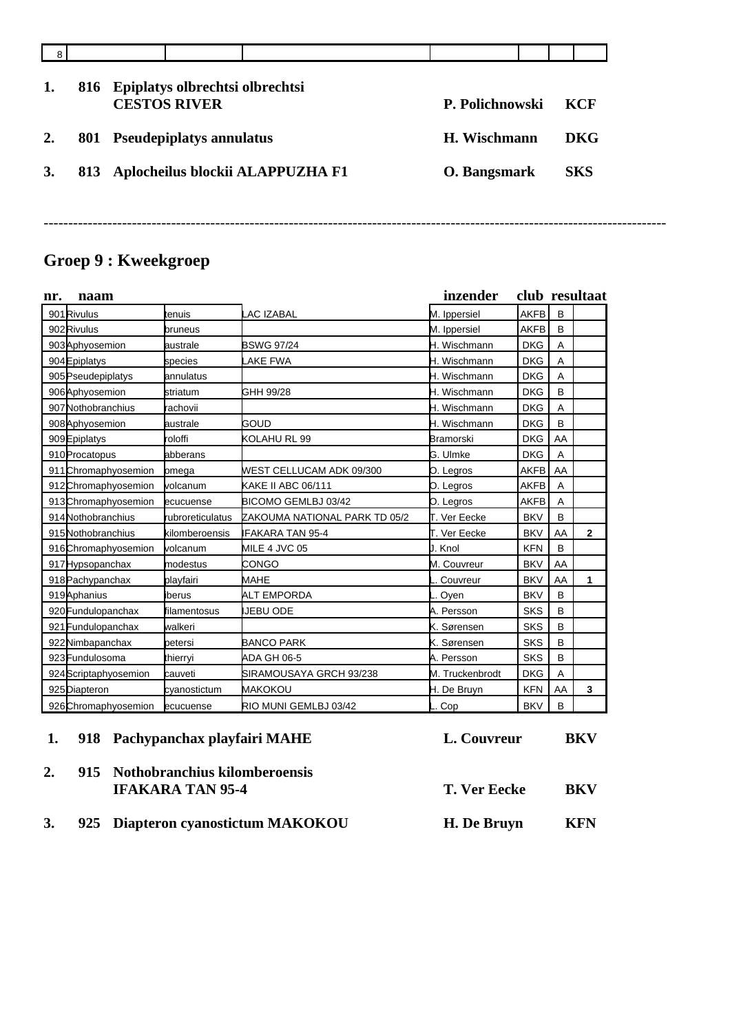| 8 | | | | | | | |
|---|---|---|---|---|---|---|---|

**1. 816 Epiplatys olbrechtsi olbrechtsi CESTOS RIVER — P. Polichnowski — KCF**

**2. 801 Pseudepiplatys annulatus — H. Wischmann — DKG**

**3. 813 Aplocheilus blockii ALAPPUZHA F1 — O. Bangsmark — SKS**

---

## Groep 9 : Kweekgroep

| nr. | naam | | | inzender | club | resultaat | |
|---|---|---|---|---|---|---|---|
| 901 | Rivulus | tenuis | LAC IZABAL | M. Ippersiel | AKFB | B | |
| 902 | Rivulus | bruneus | | M. Ippersiel | AKFB | B | |
| 903 | Aphyosemion | australe | BSWG 97/24 | H. Wischmann | DKG | A | |
| 904 | Epiplatys | species | LAKE FWA | H. Wischmann | DKG | A | |
| 905 | Pseudepiplatys | annulatus | | H. Wischmann | DKG | A | |
| 906 | Aphyosemion | striatum | GHH 99/28 | H. Wischmann | DKG | B | |
| 907 | Nothobranchius | rachovii | | H. Wischmann | DKG | A | |
| 908 | Aphyosemion | australe | GOUD | H. Wischmann | DKG | B | |
| 909 | Epiplatys | roloffi | KOLAHU RL 99 | Bramorski | DKG | AA | |
| 910 | Procatopus | abberans | | G. Ulmke | DKG | A | |
| 911 | Chromaphyosemion | omega | WEST CELLUCAM ADK 09/300 | O. Legros | AKFB | AA | |
| 912 | Chromaphyosemion | volcanum | KAKE II ABC 06/111 | O. Legros | AKFB | A | |
| 913 | Chromaphyosemion | ecucuense | BICOMO GEMLBJ 03/42 | O. Legros | AKFB | A | |
| 914 | Nothobranchius | rubroreticulatus | ZAKOUMA NATIONAL PARK TD 05/2 | T. Ver Eecke | BKV | B | |
| 915 | Nothobranchius | kilomberoensis | IFAKARA TAN 95-4 | T. Ver Eecke | BKV | AA | 2 |
| 916 | Chromaphyosemion | volcanum | MILE 4 JVC 05 | J. Knol | KFN | B | |
| 917 | Hypsopanchax | modestus | CONGO | M. Couvreur | BKV | AA | |
| 918 | Pachypanchax | playfairi | MAHE | L. Couvreur | BKV | AA | 1 |
| 919 | Aphanius | iberus | ALT EMPORDA | L. Oyen | BKV | B | |
| 920 | Fundulopanchax | filamentosus | IJEBU ODE | A. Persson | SKS | B | |
| 921 | Fundulopanchax | walkeri | | K. Sørensen | SKS | B | |
| 922 | Nimbapanchax | petersi | BANCO PARK | K. Sørensen | SKS | B | |
| 923 | Fundulosoma | thierryi | ADA GH 06-5 | A. Persson | SKS | B | |
| 924 | Scriptaphyosemion | cauveti | SIRAMOUSAYA GRCH 93/238 | M. Truckenbrodt | DKG | A | |
| 925 | Diapteron | cyanostictum | MAKOKOU | H. De Bruyn | KFN | AA | 3 |
| 926 | Chromaphyosemion | ecucuense | RIO MUNI GEMLBJ 03/42 | L. Cop | BKV | B | |

**1. 918 Pachypanchax playfairi MAHE — L. Couvreur — BKV**

**2. 915 Nothobranchius kilomberoensis IFAKARA TAN 95-4 — T. Ver Eecke — BKV**

**3. 925 Diapteron cyanostictum MAKOKOU — H. De Bruyn — KFN**